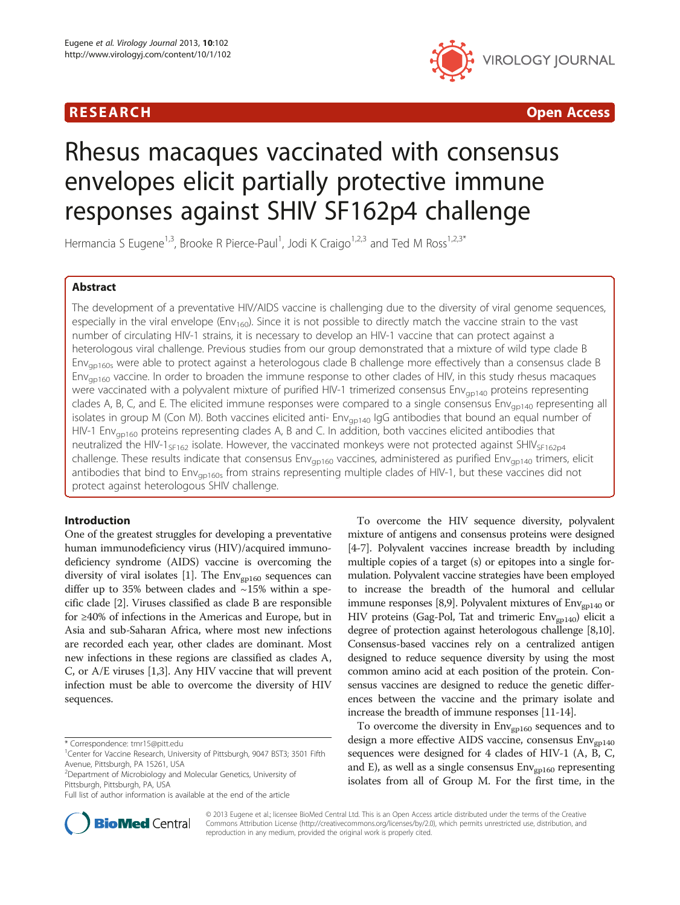RESEARCH Open Access

# Rhesus macaques vaccinated with consensus envelopes elicit partially protective immune responses against SHIV SF162p4 challenge

Hermancia S Eugene[1,3], Brooke R Pierce-Paul[1], Jodi K Craigo[1,2,3] and Ted M Ross[1,2,3*]

## Abstract

The development of a preventative HIV/AIDS vaccine is challenging due to the diversity of viral genome sequences, especially in the viral envelope ($Env_{160}$). Since it is not possible to directly match the vaccine strain to the vast number of circulating HIV-1 strains, it is necessary to develop an HIV-1 vaccine that can protect against a heterologous viral challenge. Previous studies from our group demonstrated that a mixture of wild type clade B $Env_{gp160s}$ were able to protect against a heterologous clade B challenge more effectively than a consensus clade B $Env_{gp160}$ vaccine. In order to broaden the immune response to other clades of HIV, in this study rhesus macaques were vaccinated with a polyvalent mixture of purified HIV-1 trimerized consensus $Env_{gp140}$ proteins representing clades A, B, C, and E. The elicited immune responses were compared to a single consensus $Env_{gp140}$ representing all isolates in group M (Con M). Both vaccines elicited anti- $Env_{gp140}$ IgG antibodies that bound an equal number of HIV-1 $Env_{gp160}$ proteins representing clades A, B and C. In addition, both vaccines elicited antibodies that neutralized the HIV-$1_{SF162}$ isolate. However, the vaccinated monkeys were not protected against $SHIV_{SF162p4}$ challenge. These results indicate that consensus $Env_{gp160}$ vaccines, administered as purified $Env_{gp140}$ trimers, elicit antibodies that bind to $Env_{gp160s}$ from strains representing multiple clades of HIV-1, but these vaccines did not protect against heterologous SHIV challenge.

## Introduction

One of the greatest struggles for developing a preventative human immunodeficiency virus (HIV)/acquired immunodeficiency syndrome (AIDS) vaccine is overcoming the diversity of viral isolates [1]. The $Env_{gp160}$ sequences can differ up to 35% between clades and ~15% within a specific clade [2]. Viruses classified as clade B are responsible for ≥40% of infections in the Americas and Europe, but in Asia and sub-Saharan Africa, where most new infections are recorded each year, other clades are dominant. Most new infections in these regions are classified as clades A, C, or A/E viruses [1,3]. Any HIV vaccine that will prevent infection must be able to overcome the diversity of HIV sequences.

To overcome the HIV sequence diversity, polyvalent mixture of antigens and consensus proteins were designed [4-7]. Polyvalent vaccines increase breadth by including multiple copies of a target (s) or epitopes into a single formulation. Polyvalent vaccine strategies have been employed to increase the breadth of the humoral and cellular immune responses [8,9]. Polyvalent mixtures of $Env_{gp140}$ or HIV proteins (Gag-Pol, Tat and trimeric $Env_{gp140}$) elicit a degree of protection against heterologous challenge [8,10]. Consensus-based vaccines rely on a centralized antigen designed to reduce sequence diversity by using the most common amino acid at each position of the protein. Consensus vaccines are designed to reduce the genetic differences between the vaccine and the primary isolate and increase the breadth of immune responses [11-14].

To overcome the diversity in $Env_{gp160}$ sequences and to design a more effective AIDS vaccine, consensus $Env_{gp140}$ sequences were designed for 4 clades of HIV-1 (A, B, C, and E), as well as a single consensus $Env_{gp160}$ representing isolates from all of Group M. For the first time, in the

* Correspondence: tmr15@pitt.edu
[1]Center for Vaccine Research, University of Pittsburgh, 9047 BST3; 3501 Fifth Avenue, Pittsburgh, PA 15261, USA
[2]Department of Microbiology and Molecular Genetics, University of Pittsburgh, Pittsburgh, PA, USA
Full list of author information is available at the end of the article

© 2013 Eugene et al.; licensee BioMed Central Ltd. This is an Open Access article distributed under the terms of the Creative Commons Attribution License (http://creativecommons.org/licenses/by/2.0), which permits unrestricted use, distribution, and reproduction in any medium, provided the original work is properly cited.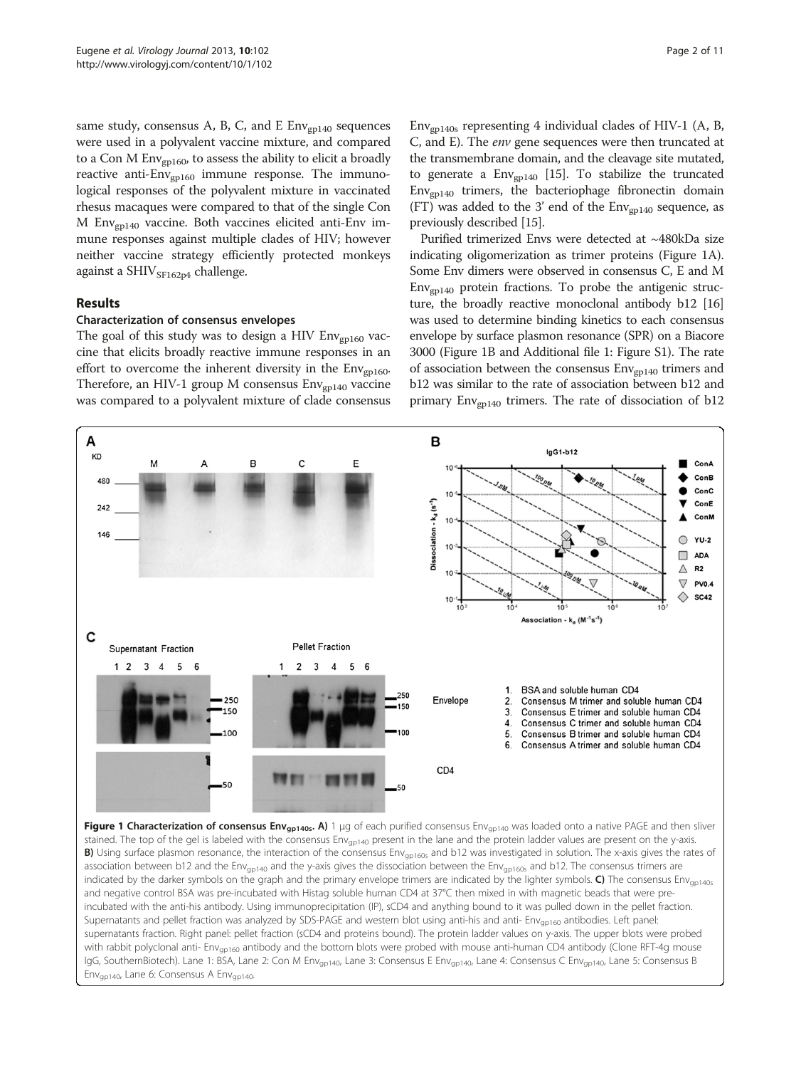same study, consensus A, B, C, and E $Env_{gp140}$ sequences were used in a polyvalent vaccine mixture, and compared to a Con M $Env_{gp160}$, to assess the ability to elicit a broadly reactive anti-$Env_{gp160}$ immune response. The immunological responses of the polyvalent mixture in vaccinated rhesus macaques were compared to that of the single Con M $Env_{gp140}$ vaccine. Both vaccines elicited anti-Env immune responses against multiple clades of HIV; however neither vaccine strategy efficiently protected monkeys against a $SHIV_{SF162p4}$ challenge.

## Results

### Characterization of consensus envelopes

The goal of this study was to design a HIV $Env_{gp160}$ vaccine that elicits broadly reactive immune responses in an effort to overcome the inherent diversity in the $Env_{gp160}$. Therefore, an HIV-1 group M consensus $Env_{gp140}$ vaccine was compared to a polyvalent mixture of clade consensus $Env_{gp140s}$ representing 4 individual clades of HIV-1 (A, B, C, and E). The *env* gene sequences were then truncated at the transmembrane domain, and the cleavage site mutated, to generate a $Env_{gp140}$ [15]. To stabilize the truncated $Env_{gp140}$ trimers, the bacteriophage fibronectin domain (FT) was added to the 3' end of the $Env_{gp140}$ sequence, as previously described [15].

Purified trimerized Envs were detected at ~480kDa size indicating oligomerization as trimer proteins (Figure 1A). Some Env dimers were observed in consensus C, E and M $Env_{gp140}$ protein fractions. To probe the antigenic structure, the broadly reactive monoclonal antibody b12 [16] was used to determine binding kinetics to each consensus envelope by surface plasmon resonance (SPR) on a Biacore 3000 (Figure 1B and Additional file 1: Figure S1). The rate of association between the consensus $Env_{gp140}$ trimers and b12 was similar to the rate of association between b12 and primary $Env_{gp140}$ trimers. The rate of dissociation of b12

**Figure 1 Characterization of consensus $Env_{gp140s}$. A)** 1 μg of each purified consensus $Env_{gp140}$ was loaded onto a native PAGE and then sliver stained. The top of the gel is labeled with the consensus $Env_{gp140}$ present in the lane and the protein ladder values are present on the y-axis. **B)** Using surface plasmon resonance, the interaction of the consensus $Env_{gp160s}$ and b12 was investigated in solution. The x-axis gives the rates of association between b12 and the $Env_{gp140}$ and the y-axis gives the dissociation between the $Env_{gp160s}$ and b12. The consensus trimers are indicated by the darker symbols on the graph and the primary envelope trimers are indicated by the lighter symbols. **C)** The consensus $Env_{gp140s}$ and negative control BSA was pre-incubated with Histag soluble human CD4 at 37°C then mixed in with magnetic beads that were pre-incubated with the anti-his antibody. Using immunoprecipitation (IP), sCD4 and anything bound to it was pulled down in the pellet fraction. Supernatants and pellet fraction was analyzed by SDS-PAGE and western blot using anti-his and anti- $Env_{gp160}$ antibodies. Left panel: supernatants fraction. Right panel: pellet fraction (sCD4 and proteins bound). The protein ladder values on y-axis. The upper blots were probed with rabbit polyclonal anti- $Env_{gp160}$ antibody and the bottom blots were probed with mouse anti-human CD4 antibody (Clone RFT-4g mouse IgG, SouthernBiotech). Lane 1: BSA, Lane 2: Con M $Env_{gp140}$, Lane 3: Consensus E $Env_{gp140}$, Lane 4: Consensus C $Env_{gp140}$, Lane 5: Consensus B $Env_{gp140}$, Lane 6: Consensus A $Env_{gp140}$.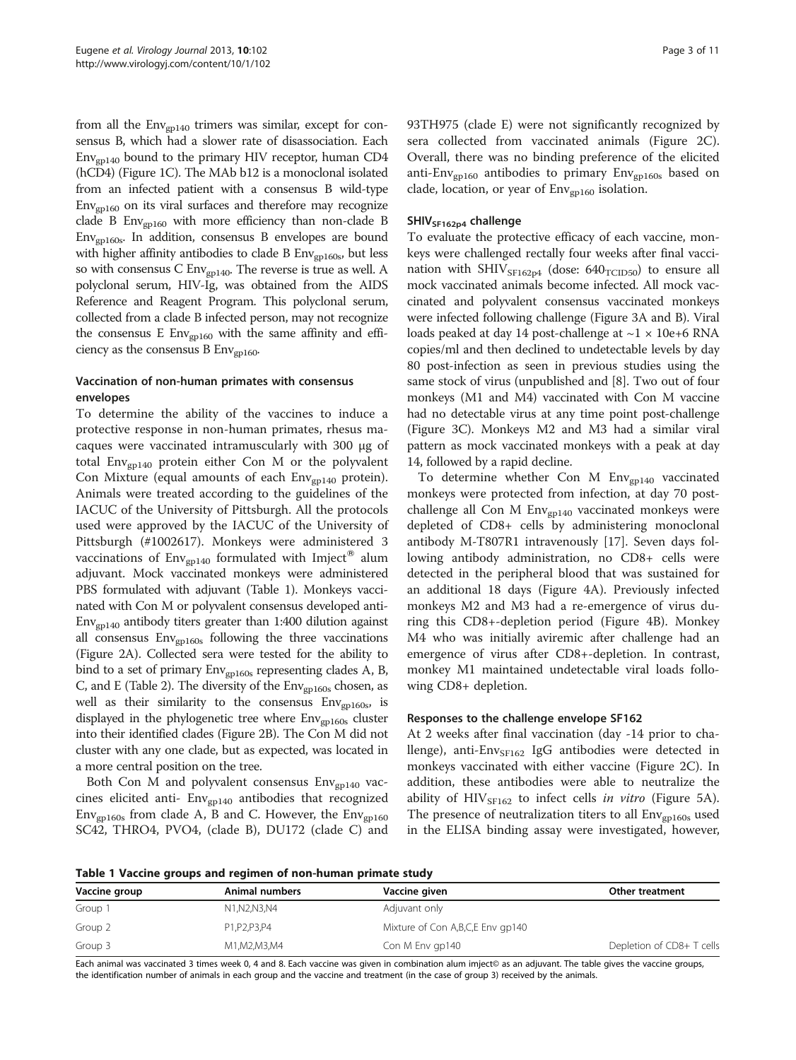from all the $Env_{gp140}$ trimers was similar, except for consensus B, which had a slower rate of disassociation. Each $Env_{gp140}$ bound to the primary HIV receptor, human CD4 (hCD4) (Figure 1C). The MAb b12 is a monoclonal isolated from an infected patient with a consensus B wild-type $Env_{gp160}$ on its viral surfaces and therefore may recognize clade B $Env_{gp160}$ with more efficiency than non-clade B $Env_{gp160s}$. In addition, consensus B envelopes are bound with higher affinity antibodies to clade B $Env_{gp160s}$, but less so with consensus C $Env_{gp140}$. The reverse is true as well. A polyclonal serum, HIV-Ig, was obtained from the AIDS Reference and Reagent Program. This polyclonal serum, collected from a clade B infected person, may not recognize the consensus E $Env_{gp160}$ with the same affinity and efficiency as the consensus B $Env_{gp160}$.

### Vaccination of non-human primates with consensus envelopes

To determine the ability of the vaccines to induce a protective response in non-human primates, rhesus macaques were vaccinated intramuscularly with 300 μg of total $Env_{gp140}$ protein either Con M or the polyvalent Con Mixture (equal amounts of each $Env_{gp140}$ protein). Animals were treated according to the guidelines of the IACUC of the University of Pittsburgh. All the protocols used were approved by the IACUC of the University of Pittsburgh (#1002617). Monkeys were administered 3 vaccinations of $Env_{gp140}$ formulated with Imject® alum adjuvant. Mock vaccinated monkeys were administered PBS formulated with adjuvant (Table 1). Monkeys vaccinated with Con M or polyvalent consensus developed anti-$Env_{gp140}$ antibody titers greater than 1:400 dilution against all consensus $Env_{gp160s}$ following the three vaccinations (Figure 2A). Collected sera were tested for the ability to bind to a set of primary $Env_{gp160s}$ representing clades A, B, C, and E (Table 2). The diversity of the $Env_{gp160s}$ chosen, as well as their similarity to the consensus $Env_{gp160s}$, is displayed in the phylogenetic tree where $Env_{gp160s}$ cluster into their identified clades (Figure 2B). The Con M did not cluster with any one clade, but as expected, was located in a more central position on the tree.

Both Con M and polyvalent consensus $Env_{gp140}$ vaccines elicited anti- $Env_{gp140}$ antibodies that recognized $Env_{gp160s}$ from clade A, B and C. However, the $Env_{gp160}$ SC42, THRO4, PVO4, (clade B), DU172 (clade C) and 93TH975 (clade E) were not significantly recognized by sera collected from vaccinated animals (Figure 2C). Overall, there was no binding preference of the elicited anti-$Env_{gp160}$ antibodies to primary $Env_{gp160s}$ based on clade, location, or year of $Env_{gp160}$ isolation.

### $SHIV_{SF162p4}$ challenge

To evaluate the protective efficacy of each vaccine, monkeys were challenged rectally four weeks after final vaccination with $SHIV_{SF162p4}$ (dose: $640_{TCID50}$) to ensure all mock vaccinated animals become infected. All mock vaccinated and polyvalent consensus vaccinated monkeys were infected following challenge (Figure 3A and B). Viral loads peaked at day 14 post-challenge at ~1 × 10e+6 RNA copies/ml and then declined to undetectable levels by day 80 post-infection as seen in previous studies using the same stock of virus (unpublished and [8]. Two out of four monkeys (M1 and M4) vaccinated with Con M vaccine had no detectable virus at any time point post-challenge (Figure 3C). Monkeys M2 and M3 had a similar viral pattern as mock vaccinated monkeys with a peak at day 14, followed by a rapid decline.

To determine whether Con M $Env_{gp140}$ vaccinated monkeys were protected from infection, at day 70 post-challenge all Con M $Env_{gp140}$ vaccinated monkeys were depleted of CD8+ cells by administering monoclonal antibody M-T807R1 intravenously [17]. Seven days following antibody administration, no CD8+ cells were detected in the peripheral blood that was sustained for an additional 18 days (Figure 4A). Previously infected monkeys M2 and M3 had a re-emergence of virus during this CD8+-depletion period (Figure 4B). Monkey M4 who was initially aviremic after challenge had an emergence of virus after CD8+-depletion. In contrast, monkey M1 maintained undetectable viral loads following CD8+ depletion.

### Responses to the challenge envelope SF162

At 2 weeks after final vaccination (day -14 prior to challenge), anti-$Env_{SF162}$ IgG antibodies were detected in monkeys vaccinated with either vaccine (Figure 2C). In addition, these antibodies were able to neutralize the ability of $HIV_{SF162}$ to infect cells *in vitro* (Figure 5A). The presence of neutralization titers to all $Env_{gp160s}$ used in the ELISA binding assay were investigated, however,

**Table 1 Vaccine groups and regimen of non-human primate study**

| Vaccine group | Animal numbers | Vaccine given | Other treatment |
|---|---|---|---|
| Group 1 | N1,N2,N3,N4 | Adjuvant only | |
| Group 2 | P1,P2,P3,P4 | Mixture of Con A,B,C,E Env gp140 | |
| Group 3 | M1,M2,M3,M4 | Con M Env gp140 | Depletion of CD8+ T cells |

Each animal was vaccinated 3 times week 0, 4 and 8. Each vaccine was given in combination alum imject© as an adjuvant. The table gives the vaccine groups, the identification number of animals in each group and the vaccine and treatment (in the case of group 3) received by the animals.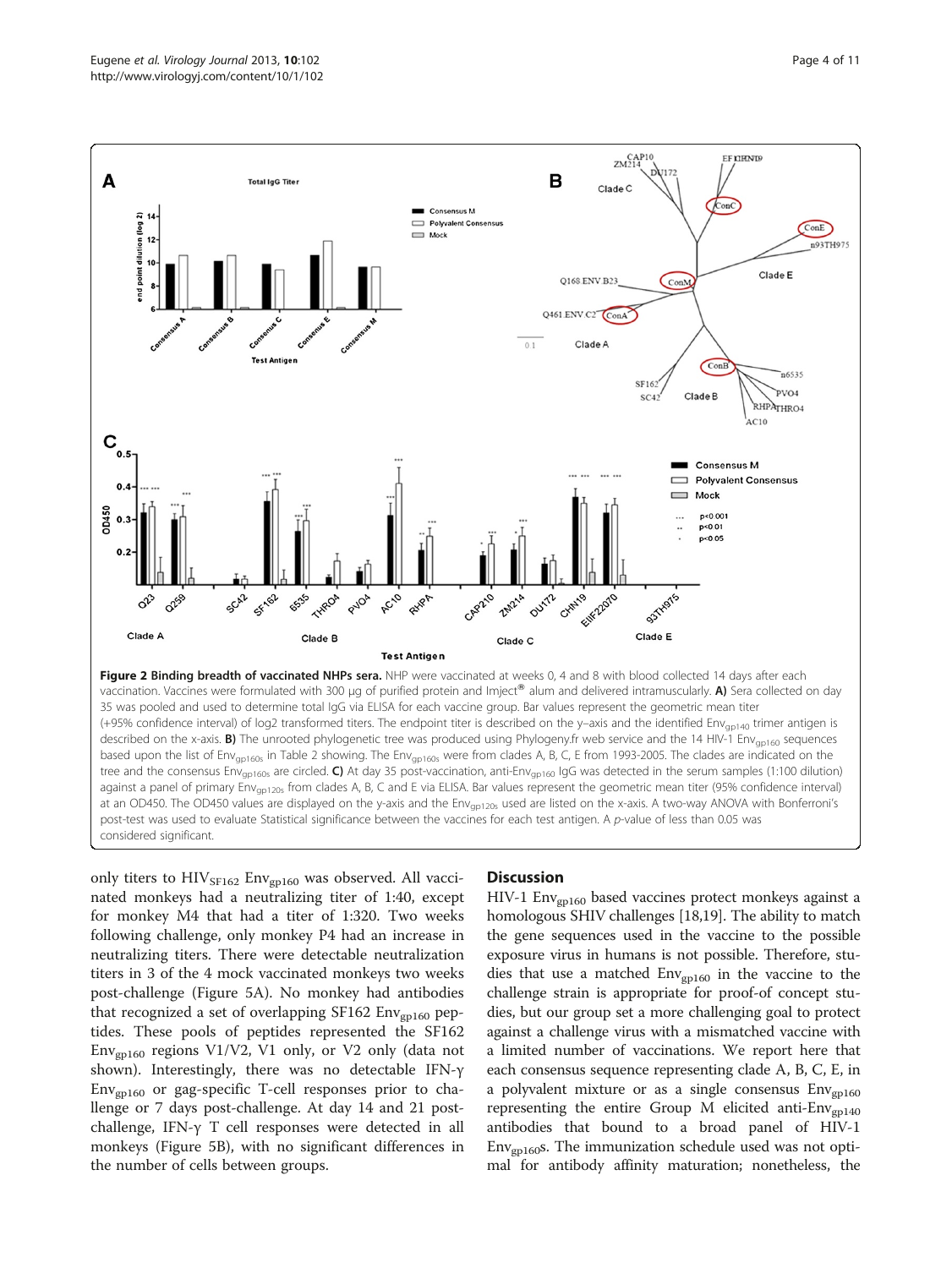**Figure 2 Binding breadth of vaccinated NHPs sera.** NHP were vaccinated at weeks 0, 4 and 8 with blood collected 14 days after each vaccination. Vaccines were formulated with 300 μg of purified protein and Imject® alum and delivered intramuscularly. **A)** Sera collected on day 35 was pooled and used to determine total IgG via ELISA for each vaccine group. Bar values represent the geometric mean titer (+95% confidence interval) of log2 transformed titers. The endpoint titer is described on the y–axis and the identified $Env_{gp140}$ trimer antigen is described on the x-axis. **B)** The unrooted phylogenetic tree was produced using Phylogeny.fr web service and the 14 HIV-1 $Env_{gp160}$ sequences based upon the list of $Env_{gp160s}$ in Table 2 showing. The $Env_{gp160s}$ were from clades A, B, C, E from 1993-2005. The clades are indicated on the tree and the consensus $Env_{gp160s}$ are circled. **C)** At day 35 post-vaccination, anti-$Env_{gp160}$ IgG was detected in the serum samples (1:100 dilution) against a panel of primary $Env_{gp120s}$ from clades A, B, C and E via ELISA. Bar values represent the geometric mean titer (95% confidence interval) at an OD450. The OD450 values are displayed on the y-axis and the $Env_{gp120s}$ used are listed on the x-axis. A two-way ANOVA with Bonferroni's post-test was used to evaluate Statistical significance between the vaccines for each test antigen. A *p*-value of less than 0.05 was considered significant.

only titers to $HIV_{SF162}$ $Env_{gp160}$ was observed. All vaccinated monkeys had a neutralizing titer of 1:40, except for monkey M4 that had a titer of 1:320. Two weeks following challenge, only monkey P4 had an increase in neutralizing titers. There were detectable neutralization titers in 3 of the 4 mock vaccinated monkeys two weeks post-challenge (Figure 5A). No monkey had antibodies that recognized a set of overlapping SF162 $Env_{gp160}$ peptides. These pools of peptides represented the SF162 $Env_{gp160}$ regions V1/V2, V1 only, or V2 only (data not shown). Interestingly, there was no detectable IFN-γ $Env_{gp160}$ or gag-specific T-cell responses prior to challenge or 7 days post-challenge. At day 14 and 21 post-challenge, IFN-γ T cell responses were detected in all monkeys (Figure 5B), with no significant differences in the number of cells between groups.

## Discussion

HIV-1 $Env_{gp160}$ based vaccines protect monkeys against a homologous SHIV challenges [18,19]. The ability to match the gene sequences used in the vaccine to the possible exposure virus in humans is not possible. Therefore, studies that use a matched $Env_{gp160}$ in the vaccine to the challenge strain is appropriate for proof-of concept studies, but our group set a more challenging goal to protect against a challenge virus with a mismatched vaccine with a limited number of vaccinations. We report here that each consensus sequence representing clade A, B, C, E, in a polyvalent mixture or as a single consensus $Env_{gp160}$ representing the entire Group M elicited anti-$Env_{gp140}$ antibodies that bound to a broad panel of HIV-1 $Env_{gp160}$s. The immunization schedule used was not optimal for antibody affinity maturation; nonetheless, the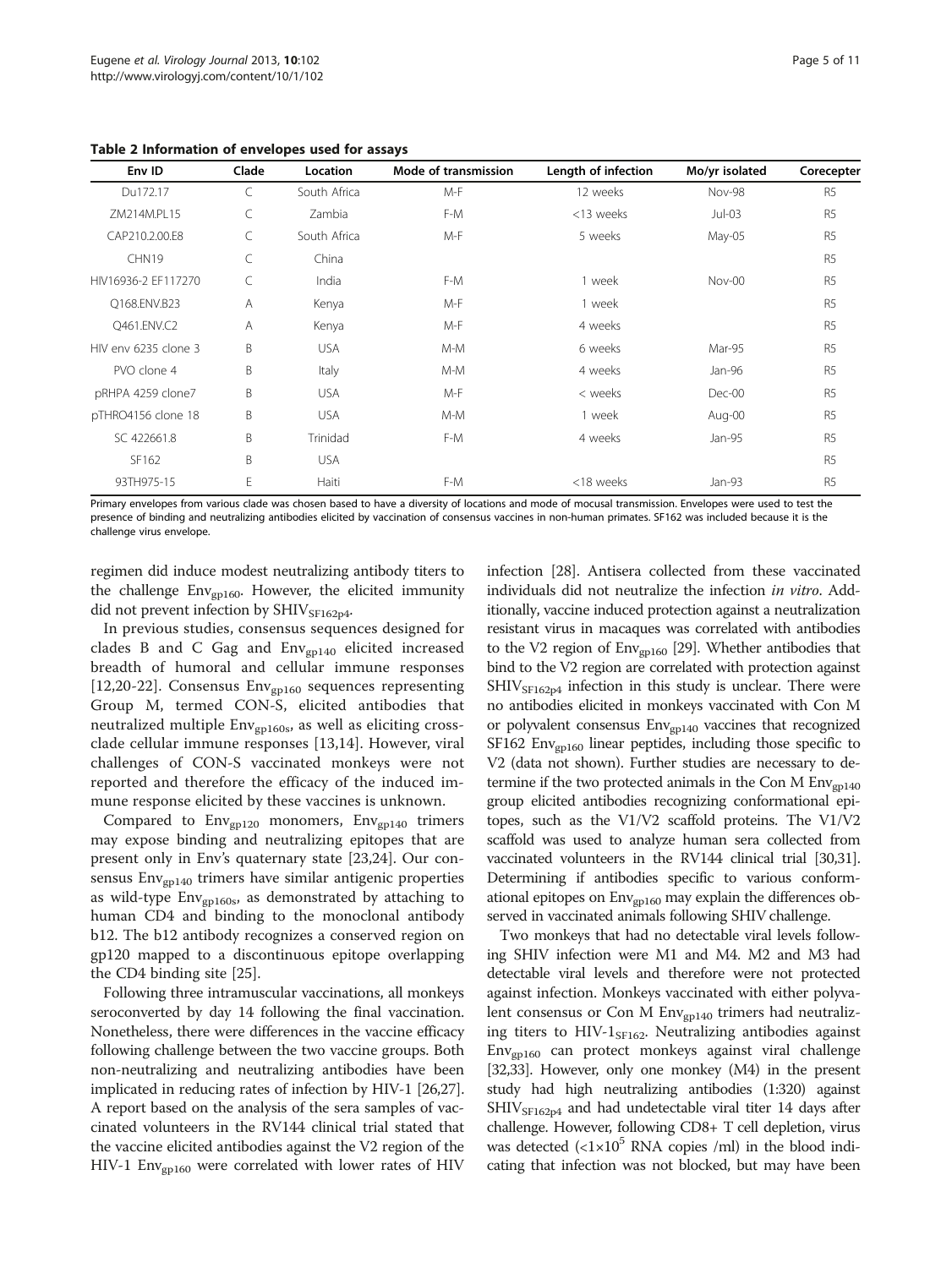**Table 2 Information of envelopes used for assays**

| Env ID | Clade | Location | Mode of transmission | Length of infection | Mo/yr isolated | Corecepter |
|---|---|---|---|---|---|---|
| Du172.17 | C | South Africa | M-F | 12 weeks | Nov-98 | R5 |
| ZM214M.PL15 | C | Zambia | F-M | <13 weeks | Jul-03 | R5 |
| CAP210.2.00.E8 | C | South Africa | M-F | 5 weeks | May-05 | R5 |
| CHN19 | C | China | | | | R5 |
| HIV16936-2 EF117270 | C | India | F-M | 1 week | Nov-00 | R5 |
| Q168.ENV.B23 | A | Kenya | M-F | 1 week | | R5 |
| Q461.ENV.C2 | A | Kenya | M-F | 4 weeks | | R5 |
| HIV env 6235 clone 3 | B | USA | M-M | 6 weeks | Mar-95 | R5 |
| PVO clone 4 | B | Italy | M-M | 4 weeks | Jan-96 | R5 |
| pRHPA 4259 clone7 | B | USA | M-F | < weeks | Dec-00 | R5 |
| pTHRO4156 clone 18 | B | USA | M-M | 1 week | Aug-00 | R5 |
| SC 422661.8 | B | Trinidad | F-M | 4 weeks | Jan-95 | R5 |
| SF162 | B | USA | | | | R5 |
| 93TH975-15 | E | Haiti | F-M | <18 weeks | Jan-93 | R5 |

Primary envelopes from various clade was chosen based to have a diversity of locations and mode of mocusal transmission. Envelopes were used to test the presence of binding and neutralizing antibodies elicited by vaccination of consensus vaccines in non-human primates. SF162 was included because it is the challenge virus envelope.

regimen did induce modest neutralizing antibody titers to the challenge $Env_{gp160}$. However, the elicited immunity did not prevent infection by $SHIV_{SF162p4}$.

In previous studies, consensus sequences designed for clades B and C Gag and $Env_{gp140}$ elicited increased breadth of humoral and cellular immune responses [12,20-22]. Consensus $Env_{gp160}$ sequences representing Group M, termed CON-S, elicited antibodies that neutralized multiple $Env_{gp160s}$, as well as eliciting cross-clade cellular immune responses [13,14]. However, viral challenges of CON-S vaccinated monkeys were not reported and therefore the efficacy of the induced immune response elicited by these vaccines is unknown.

Compared to $Env_{gp120}$ monomers, $Env_{gp140}$ trimers may expose binding and neutralizing epitopes that are present only in Env's quaternary state [23,24]. Our consensus $Env_{gp140}$ trimers have similar antigenic properties as wild-type $Env_{gp160s}$, as demonstrated by attaching to human CD4 and binding to the monoclonal antibody b12. The b12 antibody recognizes a conserved region on gp120 mapped to a discontinuous epitope overlapping the CD4 binding site [25].

Following three intramuscular vaccinations, all monkeys seroconverted by day 14 following the final vaccination. Nonetheless, there were differences in the vaccine efficacy following challenge between the two vaccine groups. Both non-neutralizing and neutralizing antibodies have been implicated in reducing rates of infection by HIV-1 [26,27]. A report based on the analysis of the sera samples of vaccinated volunteers in the RV144 clinical trial stated that the vaccine elicited antibodies against the V2 region of the HIV-1 $Env_{gp160}$ were correlated with lower rates of HIV infection [28]. Antisera collected from these vaccinated individuals did not neutralize the infection *in vitro*. Additionally, vaccine induced protection against a neutralization resistant virus in macaques was correlated with antibodies to the V2 region of $Env_{gp160}$ [29]. Whether antibodies that bind to the V2 region are correlated with protection against $SHIV_{SF162p4}$ infection in this study is unclear. There were no antibodies elicited in monkeys vaccinated with Con M or polyvalent consensus $Env_{gp140}$ vaccines that recognized SF162 $Env_{gp160}$ linear peptides, including those specific to V2 (data not shown). Further studies are necessary to determine if the two protected animals in the Con M $Env_{gp140}$ group elicited antibodies recognizing conformational epitopes, such as the V1/V2 scaffold proteins. The V1/V2 scaffold was used to analyze human sera collected from vaccinated volunteers in the RV144 clinical trial [30,31]. Determining if antibodies specific to various conformational epitopes on $Env_{gp160}$ may explain the differences observed in vaccinated animals following SHIV challenge.

Two monkeys that had no detectable viral levels following SHIV infection were M1 and M4. M2 and M3 had detectable viral levels and therefore were not protected against infection. Monkeys vaccinated with either polyvalent consensus or Con M $Env_{gp140}$ trimers had neutralizing titers to $HIV\text{-}1_{SF162}$. Neutralizing antibodies against $Env_{gp160}$ can protect monkeys against viral challenge [32,33]. However, only one monkey (M4) in the present study had high neutralizing antibodies (1:320) against $SHIV_{SF162p4}$ and had undetectable viral titer 14 days after challenge. However, following CD8+ T cell depletion, virus was detected ($<1\times10^5$ RNA copies /ml) in the blood indicating that infection was not blocked, but may have been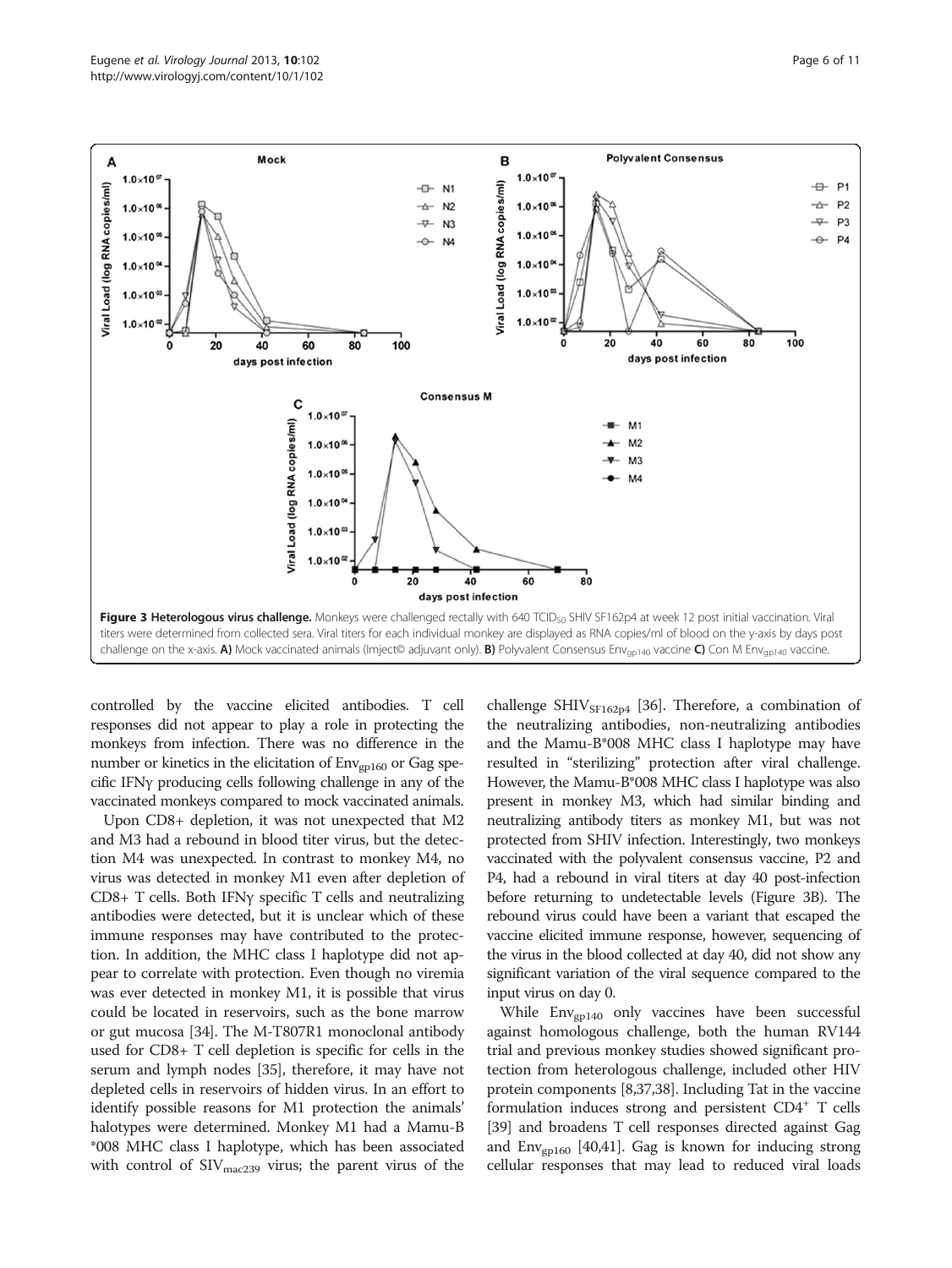Figure 3 Heterologous virus challenge. Monkeys were challenged rectally with 640 $TCID_{50}$ SHIV SF162p4 at week 12 post initial vaccination. Viral titers were determined from collected sera. Viral titers for each individual monkey are displayed as RNA copies/ml of blood on the y-axis by days post challenge on the x-axis. **A)** Mock vaccinated animals (Imject© adjuvant only). **B)** Polyvalent Consensus $Env_{gp140}$ vaccine **C)** Con M $Env_{gp140}$ vaccine.

controlled by the vaccine elicited antibodies. T cell responses did not appear to play a role in protecting the monkeys from infection. There was no difference in the number or kinetics in the elicitation of $Env_{gp160}$ or Gag specific IFNγ producing cells following challenge in any of the vaccinated monkeys compared to mock vaccinated animals.

Upon CD8+ depletion, it was not unexpected that M2 and M3 had a rebound in blood titer virus, but the detection M4 was unexpected. In contrast to monkey M4, no virus was detected in monkey M1 even after depletion of CD8+ T cells. Both IFNγ specific T cells and neutralizing antibodies were detected, but it is unclear which of these immune responses may have contributed to the protection. In addition, the MHC class I haplotype did not appear to correlate with protection. Even though no viremia was ever detected in monkey M1, it is possible that virus could be located in reservoirs, such as the bone marrow or gut mucosa [34]. The M-T807R1 monoclonal antibody used for CD8+ T cell depletion is specific for cells in the serum and lymph nodes [35], therefore, it may have not depleted cells in reservoirs of hidden virus. In an effort to identify possible reasons for M1 protection the animals' halotypes were determined. Monkey M1 had a Mamu-B *008 MHC class I haplotype, which has been associated with control of $SIV_{mac239}$ virus; the parent virus of the challenge $SHIV_{SF162p4}$ [36]. Therefore, a combination of the neutralizing antibodies, non-neutralizing antibodies and the Mamu-B*008 MHC class I haplotype may have resulted in "sterilizing" protection after viral challenge. However, the Mamu-B*008 MHC class I haplotype was also present in monkey M3, which had similar binding and neutralizing antibody titers as monkey M1, but was not protected from SHIV infection. Interestingly, two monkeys vaccinated with the polyvalent consensus vaccine, P2 and P4, had a rebound in viral titers at day 40 post-infection before returning to undetectable levels (Figure 3B). The rebound virus could have been a variant that escaped the vaccine elicited immune response, however, sequencing of the virus in the blood collected at day 40, did not show any significant variation of the viral sequence compared to the input virus on day 0.

While $Env_{gp140}$ only vaccines have been successful against homologous challenge, both the human RV144 trial and previous monkey studies showed significant protection from heterologous challenge, included other HIV protein components [8,37,38]. Including Tat in the vaccine formulation induces strong and persistent $CD4^+$ T cells [39] and broadens T cell responses directed against Gag and $Env_{gp160}$ [40,41]. Gag is known for inducing strong cellular responses that may lead to reduced viral loads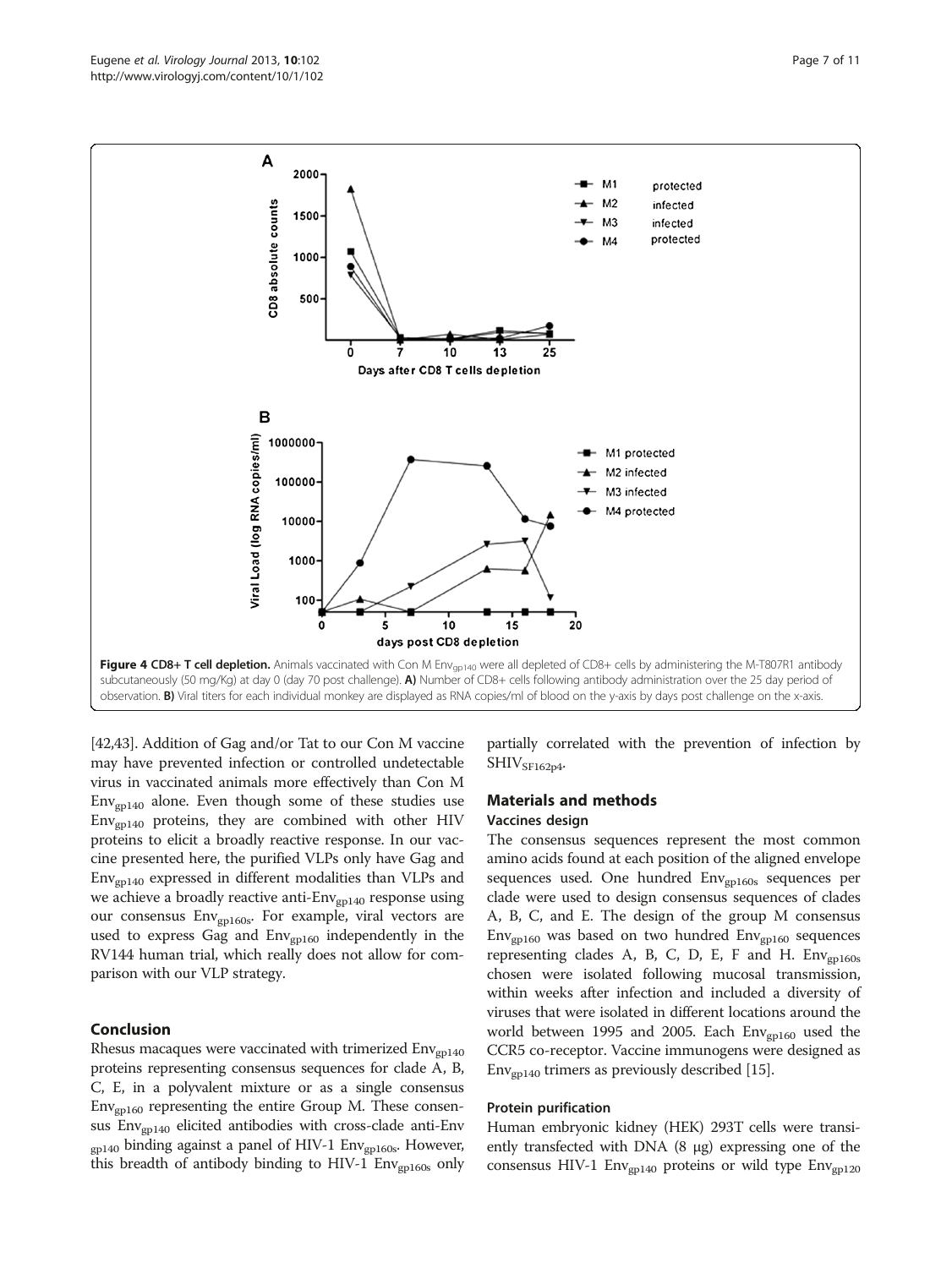**Figure 4 CD8+ T cell depletion.** Animals vaccinated with Con M $Env_{gp140}$ were all depleted of CD8+ cells by administering the M-T807R1 antibody subcutaneously (50 mg/Kg) at day 0 (day 70 post challenge). **A)** Number of CD8+ cells following antibody administration over the 25 day period of observation. **B)** Viral titers for each individual monkey are displayed as RNA copies/ml of blood on the y-axis by days post challenge on the x-axis.

[42,43]. Addition of Gag and/or Tat to our Con M vaccine may have prevented infection or controlled undetectable virus in vaccinated animals more effectively than Con M $Env_{gp140}$ alone. Even though some of these studies use $Env_{gp140}$ proteins, they are combined with other HIV proteins to elicit a broadly reactive response. In our vaccine presented here, the purified VLPs only have Gag and $Env_{gp140}$ expressed in different modalities than VLPs and we achieve a broadly reactive anti-$Env_{gp140}$ response using our consensus $Env_{gp160s}$. For example, viral vectors are used to express Gag and $Env_{gp160}$ independently in the RV144 human trial, which really does not allow for comparison with our VLP strategy.

## Conclusion

Rhesus macaques were vaccinated with trimerized $Env_{gp140}$ proteins representing consensus sequences for clade A, B, C, E, in a polyvalent mixture or as a single consensus $Env_{gp160}$ representing the entire Group M. These consensus $Env_{gp140}$ elicited antibodies with cross-clade anti-Env $_{gp140}$ binding against a panel of HIV-1 $Env_{gp160s}$. However, this breadth of antibody binding to HIV-1 $Env_{gp160s}$ only partially correlated with the prevention of infection by $SHIV_{SF162p4}$.

## Materials and methods

### Vaccines design

The consensus sequences represent the most common amino acids found at each position of the aligned envelope sequences used. One hundred $Env_{gp160s}$ sequences per clade were used to design consensus sequences of clades A, B, C, and E. The design of the group M consensus $Env_{gp160}$ was based on two hundred $Env_{gp160}$ sequences representing clades A, B, C, D, E, F and H. $Env_{gp160s}$ chosen were isolated following mucosal transmission, within weeks after infection and included a diversity of viruses that were isolated in different locations around the world between 1995 and 2005. Each $Env_{gp160}$ used the CCR5 co-receptor. Vaccine immunogens were designed as $Env_{gp140}$ trimers as previously described [15].

### Protein purification

Human embryonic kidney (HEK) 293T cells were transiently transfected with DNA (8 μg) expressing one of the consensus HIV-1 $Env_{gp140}$ proteins or wild type $Env_{gp120}$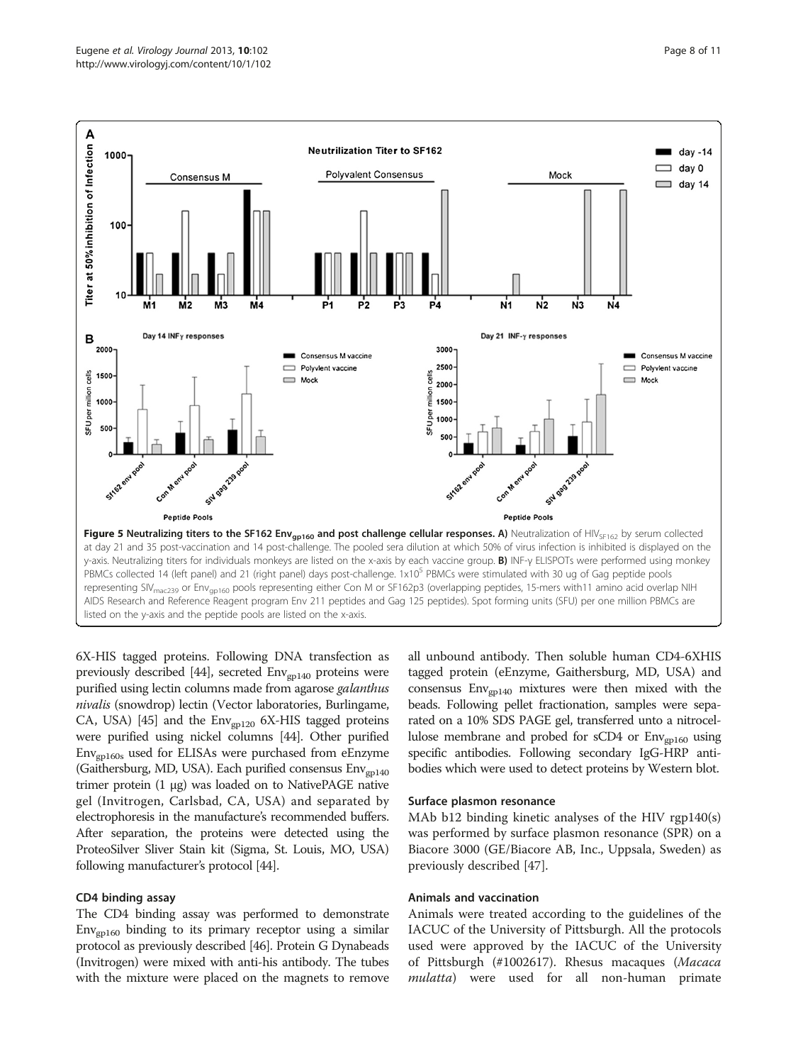**Figure 5 Neutralizing titers to the SF162 $Env_{gp160}$ and post challenge cellular responses. A)** Neutralization of $HIV_{SF162}$ by serum collected at day 21 and 35 post-vaccination and 14 post-challenge. The pooled sera dilution at which 50% of virus infection is inhibited is displayed on the y-axis. Neutralizing titers for individuals monkeys are listed on the x-axis by each vaccine group. **B)** INF-γ ELISPOTs were performed using monkey PBMCs collected 14 (left panel) and 21 (right panel) days post-challenge. $1x10^5$ PBMCs were stimulated with 30 ug of Gag peptide pools representing $SIV_{mac239}$ or $Env_{gp160}$ pools representing either Con M or SF162p3 (overlapping peptides, 15-mers with11 amino acid overlap NIH AIDS Research and Reference Reagent program Env 211 peptides and Gag 125 peptides). Spot forming units (SFU) per one million PBMCs are listed on the y-axis and the peptide pools are listed on the x-axis.

6X-HIS tagged proteins. Following DNA transfection as previously described [44], secreted $Env_{gp140}$ proteins were purified using lectin columns made from agarose *galanthus nivalis* (snowdrop) lectin (Vector laboratories, Burlingame, CA, USA) [45] and the $Env_{gp120}$ 6X-HIS tagged proteins were purified using nickel columns [44]. Other purified $Env_{gp160s}$ used for ELISAs were purchased from eEnzyme (Gaithersburg, MD, USA). Each purified consensus $Env_{gp140}$ trimer protein (1 μg) was loaded on to NativePAGE native gel (Invitrogen, Carlsbad, CA, USA) and separated by electrophoresis in the manufacture's recommended buffers. After separation, the proteins were detected using the ProteoSilver Sliver Stain kit (Sigma, St. Louis, MO, USA) following manufacturer's protocol [44].

### CD4 binding assay

The CD4 binding assay was performed to demonstrate $Env_{gp160}$ binding to its primary receptor using a similar protocol as previously described [46]. Protein G Dynabeads (Invitrogen) were mixed with anti-his antibody. The tubes with the mixture were placed on the magnets to remove all unbound antibody. Then soluble human CD4-6XHIS tagged protein (eEnzyme, Gaithersburg, MD, USA) and consensus $Env_{gp140}$ mixtures were then mixed with the beads. Following pellet fractionation, samples were separated on a 10% SDS PAGE gel, transferred unto a nitrocellulose membrane and probed for sCD4 or $Env_{gp160}$ using specific antibodies. Following secondary IgG-HRP antibodies which were used to detect proteins by Western blot.

### Surface plasmon resonance

MAb b12 binding kinetic analyses of the HIV rgp140(s) was performed by surface plasmon resonance (SPR) on a Biacore 3000 (GE/Biacore AB, Inc., Uppsala, Sweden) as previously described [47].

### Animals and vaccination

Animals were treated according to the guidelines of the IACUC of the University of Pittsburgh. All the protocols used were approved by the IACUC of the University of Pittsburgh (#1002617). Rhesus macaques (*Macaca mulatta*) were used for all non-human primate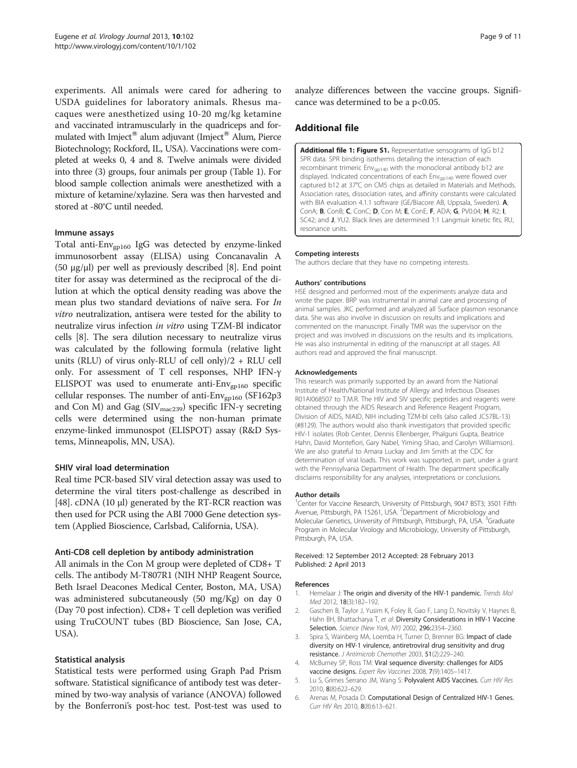experiments. All animals were cared for adhering to USDA guidelines for laboratory animals. Rhesus macaques were anesthetized using 10-20 mg/kg ketamine and vaccinated intramuscularly in the quadriceps and formulated with Imject® alum adjuvant (Imject® Alum, Pierce Biotechnology; Rockford, IL, USA). Vaccinations were completed at weeks 0, 4 and 8. Twelve animals were divided into three (3) groups, four animals per group (Table 1). For blood sample collection animals were anesthetized with a mixture of ketamine/xylazine. Sera was then harvested and stored at -80°C until needed.

### Immune assays

Total anti-$Env_{gp160}$ IgG was detected by enzyme-linked immunosorbent assay (ELISA) using Concanavalin A (50 μg/μl) per well as previously described [8]. End point titer for assay was determined as the reciprocal of the dilution at which the optical density reading was above the mean plus two standard deviations of naïve sera. For *In vitro* neutralization, antisera were tested for the ability to neutralize virus infection *in vitro* using TZM-Bl indicator cells [8]. The sera dilution necessary to neutralize virus was calculated by the following formula (relative light units (RLU) of virus only-RLU of cell only)/2 + RLU cell only. For assessment of T cell responses, NHP IFN-γ ELISPOT was used to enumerate anti-$Env_{gp160}$ specific cellular responses. The number of anti-$Env_{gp160}$ (SF162p3 and Con M) and Gag ($SIV_{mac239}$) specific IFN-γ secreting cells were determined using the non-human primate enzyme-linked immunospot (ELISPOT) assay (R&D Systems, Minneapolis, MN, USA).

### SHIV viral load determination

Real time PCR-based SIV viral detection assay was used to determine the viral titers post-challenge as described in [48]. cDNA (10 μl) generated by the RT-RCR reaction was then used for PCR using the ABI 7000 Gene detection system (Applied Bioscience, Carlsbad, California, USA).

### Anti-CD8 cell depletion by antibody administration

All animals in the Con M group were depleted of CD8+ T cells. The antibody M-T807R1 (NIH NHP Reagent Source, Beth Israel Deacones Medical Center, Boston, MA, USA) was administered subcutaneously (50 mg/Kg) on day 0 (Day 70 post infection). CD8+ T cell depletion was verified using TruCOUNT tubes (BD Bioscience, San Jose, CA, USA).

### Statistical analysis

Statistical tests were performed using Graph Pad Prism software. Statistical significance of antibody test was determined by two-way analysis of variance (ANOVA) followed by the Bonferroni's post-hoc test. Post-test was used to analyze differences between the vaccine groups. Significance was determined to be a $p<0.05$.

## Additional file

**Additional file 1: Figure S1.** Representative sensograms of IgG b12 SPR data. SPR binding isotherms detailing the interaction of each recombinant trimeric $Env_{gp140}$ with the monoclonal antibody b12 are displayed. Indicated concentrations of each $Env_{gp140}$ were flowed over captured b12 at 37°C on CM5 chips as detailed in Materials and Methods. Association rates, dissociation rates, and affinity constants were calculated with BIA evaluation 4.1.1 software (GE/Biacore AB, Uppsala, Sweden). **A**, ConA; **B**, ConB; **C**, ConC; **D**, Con M; **E**, ConE; **F**, ADA; **G**, PV0.04; **H**, R2; **I**, SC42; and **J**, YU2. Black lines are determined 1:1 Langmuir kinetic fits. RU, resonance units.

#### Competing interests

The authors declare that they have no competing interests.

#### Authors' contributions

HSE designed and performed most of the experiments analyze data and wrote the paper. BRP was instrumental in animal care and processing of animal samples. JKC performed and analyzed all Surface plasmon resonance data. She was also involve in discussion on results and implications and commented on the manuscript. Finally TMR was the supervisor on the project and was involved in discussions on the results and its implications. He was also instrumental in editing of the manuscript at all stages. All authors read and approved the final manuscript.

#### Acknowledgements

This research was primarily supported by an award from the National Institute of Health/National Institute of Allergy and Infectious Diseases R01AI068507 to T.M.R. The HIV and SIV specific peptides and reagents were obtained through the AIDS Research and Reference Reagent Program, Division of AIDS, NIAID, NIH including TZM-bl cells (also called JC57BL-13) (#8129). The authors would also thank investigators that provided specific HIV-1 isolates (Rob Center, Dennis Ellenberger, Phalguni Gupta, Beatrice Hahn, David Montefiori, Gary Nabel, Yiming Shao, and Carolyn Williamson). We are also grateful to Amara Luckay and Jim Smith at the CDC for determination of viral loads. This work was supported, in part, under a grant with the Pennsylvania Department of Health. The department specifically disclaims responsibility for any analyses, interpretations or conclusions.

#### Author details

[1]Center for Vaccine Research, University of Pittsburgh, 9047 BST3; 3501 Fifth Avenue, Pittsburgh, PA 15261, USA. [2]Department of Microbiology and Molecular Genetics, University of Pittsburgh, Pittsburgh, PA, USA. [3]Graduate Program in Molecular Virology and Microbiology, University of Pittsburgh, Pittsburgh, PA, USA.

Received: 12 September 2012 Accepted: 28 February 2013
Published: 2 April 2013

#### References

1. Hemelaar J: **The origin and diversity of the HIV-1 pandemic.** *Trends Mol Med* 2012, **18**(3):182–192.
2. Gaschen B, Taylor J, Yusim K, Foley B, Gao F, Lang D, Novitsky V, Haynes B, Hahn BH, Bhattacharya T, *et al*: **Diversity Considerations in HIV-1 Vaccine Selection.** *Science (New York, NY)* 2002, **296**:2354–2360.
3. Spira S, Wainberg MA, Loemba H, Turner D, Brenner BG: **Impact of clade diversity on HIV-1 virulence, antiretroviral drug sensitivity and drug resistance.** *J Antimicrob Chemother* 2003, **51**(2):229–240.
4. McBurney SP, Ross TM: **Viral sequence diversity: challenges for AIDS vaccine designs.** *Expert Rev Vaccines* 2008, **7**(9):1405–1417.
5. Lu S, Grimes Serrano JM, Wang S: **Polyvalent AIDS Vaccines.** *Curr HIV Res* 2010, **8**(8):622–629.
6. Arenas M, Posada D: **Computational Design of Centralized HIV-1 Genes.** *Curr HIV Res* 2010, **8**(8):613–621.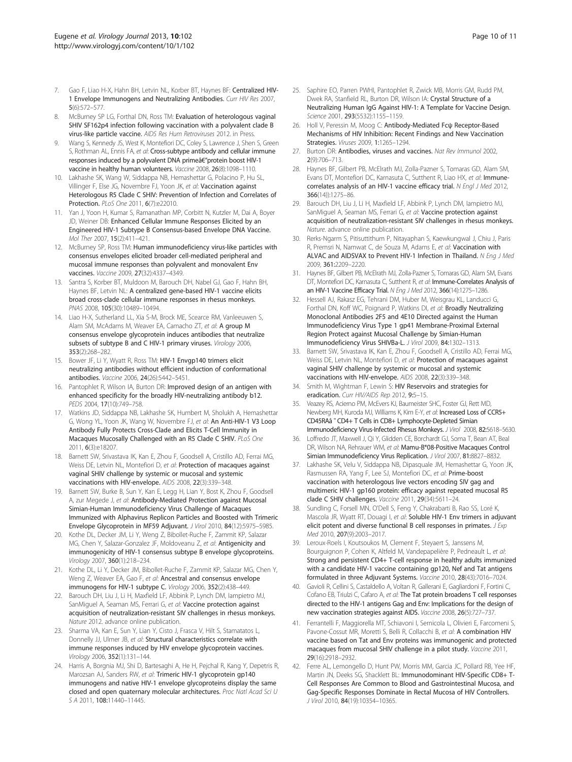7. Gao F, Liao H-X, Hahn BH, Letvin NL, Korber BT, Haynes BF: **Centralized HIV-1 Envelope Immunogens and Neutralizing Antibodies.** *Curr HIV Res* 2007, **5**(6):572–577.
8. McBurney SP LG, Forthal DN, Ross TM: **Evaluation of heterologous vaginal SHIV SF162p4 infection following vaccination with a polyvalent clade B virus-like particle vaccine.** *AIDS Res Hum Retroviruses* 2012. in Press.
9. Wang S, Kennedy JS, West K, Montefiori DC, Coley S, Lawrence J, Shen S, Green S, Rothman AL, Ennis FA, *et al*: **Cross-subtype antibody and cellular immune responses induced by a polyvalent DNA primeâ€"protein boost HIV-1 vaccine in healthy human volunteers.** *Vaccine* 2008, **26**(8):1098–1110.
10. Lakhashe SK, Wang W, Siddappa NB, Hemashettar G, Polacino P, Hu SL, Villinger F, Else JG, Novembre FJ, Yoon JK, *et al*: **Vaccination against Heterologous R5 Clade C SHIV: Prevention of Infection and Correlates of Protection.** *PLoS One* 2011, **6**(7):e22010.
11. Yan J, Yoon H, Kumar S, Ramanathan MP, Corbitt N, Kutzler M, Dai A, Boyer JD, Weiner DB: **Enhanced Cellular Immune Responses Elicited by an Engineered HIV-1 Subtype B Consensus-based Envelope DNA Vaccine.** *Mol Ther* 2007, **15**(2):411–421.
12. McBurney SP, Ross TM: **Human immunodeficiency virus-like particles with consensus envelopes elicited broader cell-mediated peripheral and mucosal immune responses than polyvalent and monovalent Env vaccines.** *Vaccine* 2009, **27**(32):4337–4349.
13. Santra S, Korber BT, Muldoon M, Barouch DH, Nabel GJ, Gao F, Hahn BH, Haynes BF, Letvin NL: **A centralized gene-based HIV-1 vaccine elicits broad cross-clade cellular immune responses in rhesus monkeys.** *PNAS* 2008, **105**(30):10489–10494.
14. Liao H-X, Sutherland LL, Xia S-M, Brock ME, Scearce RM, Vanleeuwen S, Alam SM, McAdams M, Weaver EA, Camacho ZT, *et al*: **A group M consensus envelope glycoprotein induces antibodies that neutralize subsets of subtype B and C HIV-1 primary viruses.** *Virology* 2006, **353**(2):268–282.
15. Bower JF, Li Y, Wyatt R, Ross TM: **HIV-1 Envgp140 trimers elicit neutralizing antibodies without efficient induction of conformational antibodies.** *Vaccine* 2006, **24**(26):5442–5451.
16. Pantophlet R, Wilson IA, Burton DR: **Improved design of an antigen with enhanced specificity for the broadly HIV-neutralizing antibody b12.** *PEDS* 2004, **17**(10):749–758.
17. Watkins JD, Siddappa NB, Lakhashe SK, Humbert M, Sholukh A, Hemashettar G, Wong YL, Yoon JK, Wang W, Novembre FJ, *et al*: **An Anti-HIV-1 V3 Loop Antibody Fully Protects Cross-Clade and Elicits T-Cell Immunity in Macaques Mucosally Challenged with an R5 Clade C SHIV.** *PLoS One* 2011, **6**(3):e18207.
18. Barnett SW, Srivastava IK, Kan E, Zhou F, Goodsell A, Cristillo AD, Ferrai MG, Weiss DE, Letvin NL, Montefiori D, *et al*: **Protection of macaques against vaginal SHIV challenge by systemic or mucosal and systemic vaccinations with HIV-envelope.** *AIDS* 2008, **22**(3):339–348.
19. Barnett SW, Burke B, Sun Y, Kan E, Legg H, Lian Y, Bost K, Zhou F, Goodsell A, zur Megede J, *et al*: **Antibody-Mediated Protection against Mucosal Simian-Human Immunodeficiency Virus Challenge of Macaques Immunized with Alphavirus Replicon Particles and Boosted with Trimeric Envelope Glycoprotein in MF59 Adjuvant.** *J Virol* 2010, **84**(12):5975–5985.
20. Kothe DL, Decker JM, Li Y, Weng Z, Bibollet-Ruche F, Zammit KP, Salazar MG, Chen Y, Salazar-Gonzalez JF, Moldoveanu Z, *et al*: **Antigenicity and immunogenicity of HIV-1 consensus subtype B envelope glycoproteins.** *Virology* 2007, **360**(1):218–234.
21. Kothe DL, Li Y, Decker JM, Bibollet-Ruche F, Zammit KP, Salazar MG, Chen Y, Weng Z, Weaver EA, Gao F, *et al*: **Ancestral and consensus envelope immunogens for HIV-1 subtype C.** *Virology* 2006, **352**(2):438–449.
22. Barouch DH, Liu J, Li H, Maxfield LF, Abbink P, Lynch DM, Iampietro MJ, SanMiguel A, Seaman MS, Ferrari G, *et al*: **Vaccine protection against acquisition of neutralization-resistant SIV challenges in rhesus monkeys.** *Nature* 2012. advance online publication.
23. Sharma VA, Kan E, Sun Y, Lian Y, Cisto J, Frasca V, Hilt S, Stamatatos L, Donnelly JJ, Ulmer JB, *et al*: **Structural characteristics correlate with immune responses induced by HIV envelope glycoprotein vaccines.** *Virology* 2006, **352**(1):131–144.
24. Harris A, Borgnia MJ, Shi D, Bartesaghi A, He H, Pejchal R, Kang Y, Depetris R, Marozsan AJ, Sanders RW, *et al*: **Trimeric HIV-1 glycoprotein gp140 immunogens and native HIV-1 envelope glycoproteins display the same closed and open quaternary molecular architectures.** *Proc Natl Acad Sci U S A* 2011, **108**:11440–11445.
25. Saphire EO, Parren PWHI, Pantophlet R, Zwick MB, Morris GM, Rudd PM, Dwek RA, Stanfield RL, Burton DR, Wilson IA: **Crystal Structure of a Neutralizing Human IgG Against HIV-1: A Template for Vaccine Design.** *Science* 2001, **293**(5532):1155–1159.
26. Holl V, Peressin M, Moog C: **Antibody-Mediated Fcγ Receptor-Based Mechanisms of HIV Inhibition: Recent Findings and New Vaccination Strategies.** *Viruses* 2009, **1**:1265–1294.
27. Burton DR: **Antibodies, viruses and vaccines.** *Nat Rev Immunol* 2002, **2**(9):706–713.
28. Haynes BF, Gilbert PB, McElrath MJ, Zolla-Pazner S, Tomaras GD, Alam SM, Evans DT, Montefiori DC, Karnasuta C, Sutthent R, Liao HX, *et al*: **Immune-correlates analysis of an HIV-1 vaccine efficacy trial.** *N Engl J Med* 2012, **366**(14):1275–86.
29. Barouch DH, Liu J, Li H, Maxfield LF, Abbink P, Lynch DM, Iampietro MJ, SanMiguel A, Seaman MS, Ferrari G, *et al*: **Vaccine protection against acquisition of neutralization-resistant SIV challenges in rhesus monkeys.** *Nature*. advance online publication.
30. Rerks-Ngarm S, Pitisuttithum P, Nitayaphan S, Kaewkungwal J, Chiu J, Paris R, Premsri N, Namwat C, de Souza M, Adams E, *et al*: **Vaccination with ALVAC and AIDSVAX to Prevent HIV-1 Infection in Thailand.** *N Eng J Med* 2009, **361**:2209–2220.
31. Haynes BF, Gilbert PB, McElrath MJ, Zolla-Pazner S, Tomaras GD, Alam SM, Evans DT, Montefiori DC, Karnasuta C, Sutthent R, *et al*: **Immune-Correlates Analysis of an HIV-1 Vaccine Efficacy Trial.** *N Eng J Med* 2012, **366**(14):1275–1286.
32. Hessell AJ, Rakasz EG, Tehrani DM, Huber M, Weisgrau KL, Landucci G, Forthal DN, Koff WC, Poignard P, Watkins DI, *et al*: **Broadly Neutralizing Monoclonal Antibodies 2F5 and 4E10 Directed against the Human Immunodeficiency Virus Type 1 gp41 Membrane-Proximal External Region Protect against Mucosal Challenge by Simian-Human Immunodeficiency Virus SHIVBa-L.** *J Virol* 2009, **84**:1302–1313.
33. Barnett SW, Srivastava IK, Kan E, Zhou F, Goodsell A, Cristillo AD, Ferrai MG, Weiss DE, Letvin NL, Montefiori D, *et al*: **Protection of macaques against vaginal SHIV challenge by systemic or mucosal and systemic vaccinations with HIV-envelope.** *AIDS* 2008, **22**(3):339–348.
34. Smith M, Wightman F, Lewin S: **HIV Reservoirs and strategies for eradication.** *Curr HIV/AIDS Rep* 2012, **9**:5–15.
35. Veazey RS, Acierno PM, McEvers KJ, Baumeister SHC, Foster GJ, Rett MD, Newberg MH, Kuroda MJ, Williams K, Kim E-Y, *et al*: **Increased Loss of CCR5+ CD45RAâ" CD4+ T Cells in CD8+ Lymphocyte-Depleted Simian Immunodeficiency Virus-Infected Rhesus Monkeys.** *J Virol* 2008, **82**:5618–5630.
36. Loffredo JT, Maxwell J, Qi Y, Glidden CE, Borchardt GJ, Soma T, Bean AT, Beal DR, Wilson NA, Rehrauer WM, *et al*: **Mamu-B*08-Positive Macaques Control Simian Immunodeficiency Virus Replication.** *J Virol* 2007, **81**:8827–8832.
37. Lakhashe SK, Velu V, Siddappa NB, Dipasquale JM, Hemashettar G, Yoon JK, Rasmussen RA, Yang F, Lee SJ, Montefiori DC, *et al*: **Prime-boost vaccination with heterologous live vectors encoding SIV gag and multimeric HIV-1 gp160 protein: efficacy against repeated mucosal R5 clade C SHIV challenges.** *Vaccine* 2011, **29**(34):5611–24.
38. Sundling C, Forsell MN, O'Dell S, Feng Y, Chakrabarti B, Rao SS, Loré K, Mascola JR, Wyatt RT, Douagi I, *et al*: **Soluble HIV-1 Env trimers in adjuvant elicit potent and diverse functional B cell responses in primates.** *J Exp Med* 2010, **207**(9):2003–2017.
39. Leroux-Roels I, Koutsoukos M, Clement F, Steyaert S, Janssens M, Bourguignon P, Cohen K, Altfeld M, Vandepapelière P, Pedneault L, *et al*: **Strong and persistent CD4+ T-cell response in healthy adults immunized with a candidate HIV-1 vaccine containing gp120, Nef and Tat antigens formulated in three Adjuvant Systems.** *Vaccine* 2010, **28**(43):7016–7024.
40. Gavioli R, Cellini S, Castaldello A, Voltan R, Gallerani E, Gagliardoni F, Fortini C, Cofano EB, Triulzi C, Cafaro A, *et al*: **The Tat protein broadens T cell responses directed to the HIV-1 antigens Gag and Env: Implications for the design of new vaccination strategies against AIDS.** *Vaccine* 2008, **26**(5):727–737.
41. Ferrantelli F, Maggiorella MT, Schiavoni I, Sernicola L, Olivieri E, Farcomeni S, Pavone-Cossut MR, Moretti S, Belli R, Collacchi B, *et al*: **A combination HIV vaccine based on Tat and Env proteins was immunogenic and protected macaques from mucosal SHIV challenge in a pilot study.** *Vaccine* 2011, **29**(16):2918–2932.
42. Ferre AL, Lemongello D, Hunt PW, Morris MM, Garcia JC, Pollard RB, Yee HF, Martin JN, Deeks SG, Shacklett BL: **Immunodominant HIV-Specific CD8+ T-Cell Responses Are Common to Blood and Gastrointestinal Mucosa, and Gag-Specific Responses Dominate in Rectal Mucosa of HIV Controllers.** *J Virol* 2010, **84**(19):10354–10365.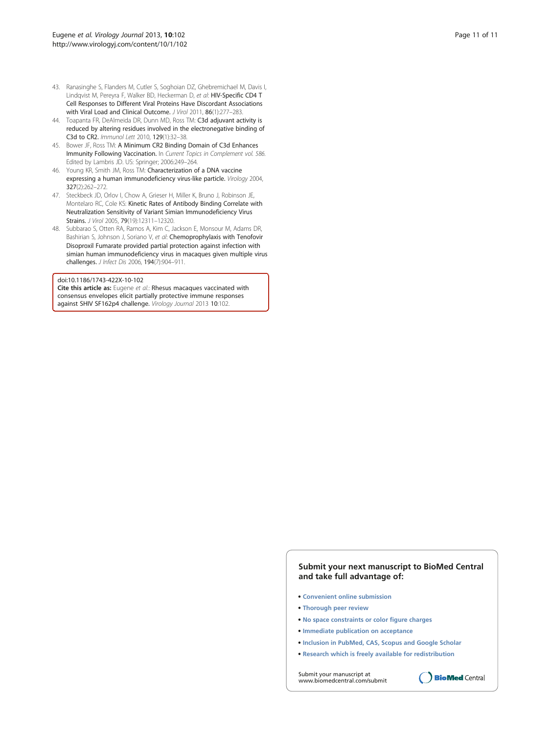43. Ranasinghe S, Flanders M, Cutler S, Soghoian DZ, Ghebremichael M, Davis I, Lindqvist M, Pereyra F, Walker BD, Heckerman D, *et al*: **HIV-Specific CD4 T Cell Responses to Different Viral Proteins Have Discordant Associations with Viral Load and Clinical Outcome.** *J Virol* 2011, **86**(1):277–283.
44. Toapanta FR, DeAlmeida DR, Dunn MD, Ross TM: **C3d adjuvant activity is reduced by altering residues involved in the electronegative binding of C3d to CR2.** *Immunol Lett* 2010, **129**(1):32–38.
45. Bower JF, Ross TM: **A Minimum CR2 Binding Domain of C3d Enhances Immunity Following Vaccination.** In *Current Topics in Complement vol. 586*. Edited by Lambris JD. US: Springer; 2006:249–264.
46. Young KR, Smith JM, Ross TM: **Characterization of a DNA vaccine expressing a human immunodeficiency virus-like particle.** *Virology* 2004, **327**(2):262–272.
47. Steckbeck JD, Orlov I, Chow A, Grieser H, Miller K, Bruno J, Robinson JE, Montelaro RC, Cole KS: **Kinetic Rates of Antibody Binding Correlate with Neutralization Sensitivity of Variant Simian Immunodeficiency Virus Strains.** *J Virol* 2005, **79**(19):12311–12320.
48. Subbarao S, Otten RA, Ramos A, Kim C, Jackson E, Monsour M, Adams DR, Bashirian S, Johnson J, Soriano V, *et al*: **Chemoprophylaxis with Tenofovir Disoproxil Fumarate provided partial protection against infection with simian human immunodeficiency virus in macaques given multiple virus challenges.** *J Infect Dis* 2006, **194**(7):904–911.

doi:10.1186/1743-422X-10-102

**Cite this article as:** Eugene *et al.*: Rhesus macaques vaccinated with consensus envelopes elicit partially protective immune responses against SHIV SF162p4 challenge. *Virology Journal* 2013 **10**:102.

**Submit your next manuscript to BioMed Central and take full advantage of:**

- **Convenient online submission**
- **Thorough peer review**
- **No space constraints or color figure charges**
- **Immediate publication on acceptance**
- **Inclusion in PubMed, CAS, Scopus and Google Scholar**
- **Research which is freely available for redistribution**

Submit your manuscript at
www.biomedcentral.com/submit

BioMed Central